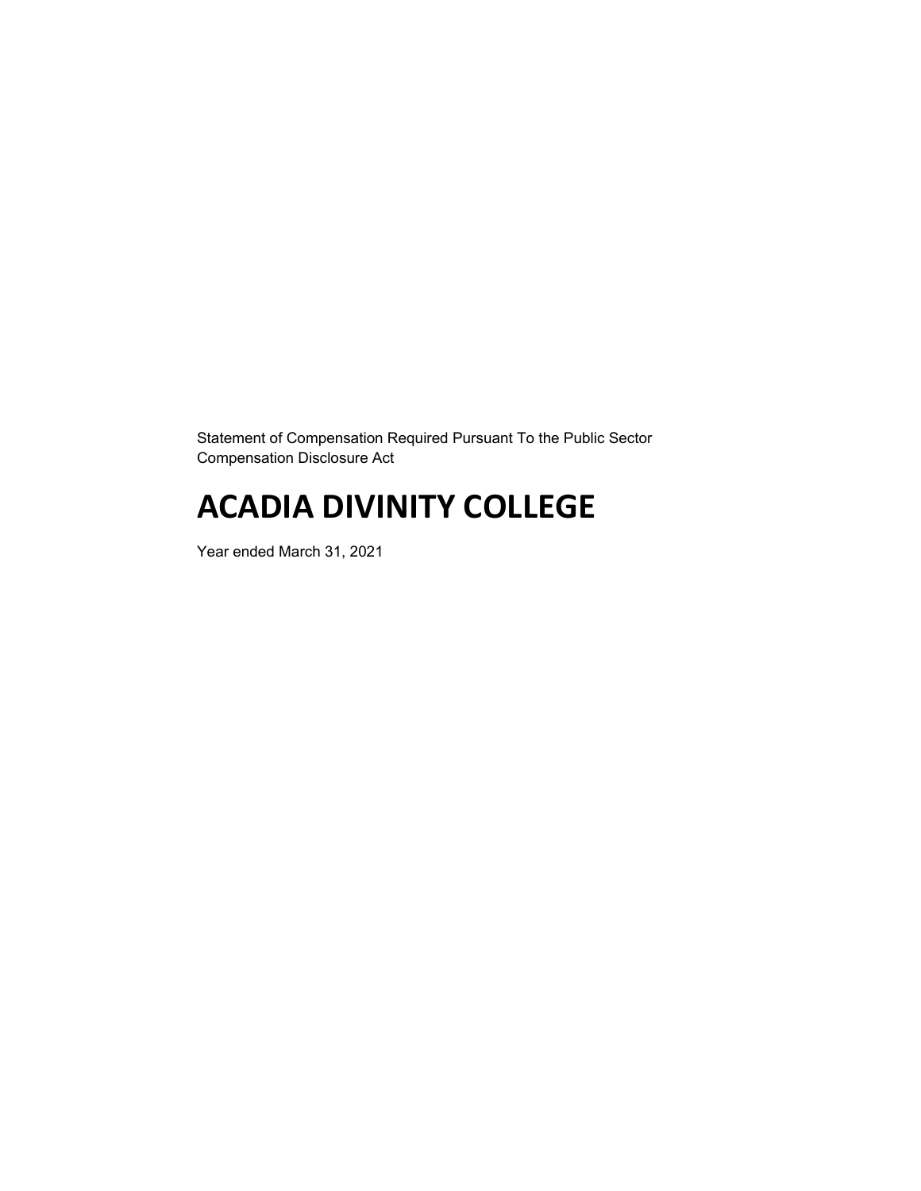Statement of Compensation Required Pursuant To the Public Sector Compensation Disclosure Act

# ACADIA DIVINITY COLLEGE

Year ended March 31, 2021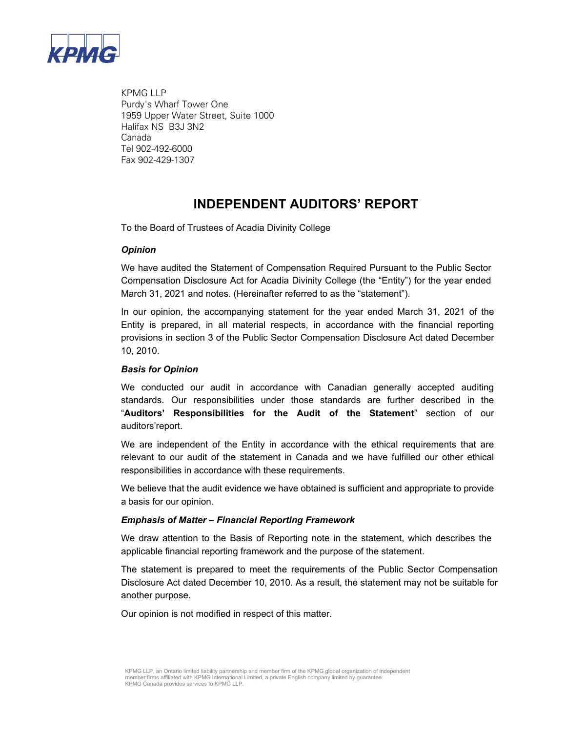KPMG LLP
Purdy's Wharf Tower One
1959 Upper Water Street, Suite 1000
Halifax NS B3J 3N2
Canada
Tel 902-492-6000
Fax 902-429-1307

# INDEPENDENT AUDITORS' REPORT

To the Board of Trustees of Acadia Divinity College

### *Opinion*

We have audited the Statement of Compensation Required Pursuant to the Public Sector Compensation Disclosure Act for Acadia Divinity College (the "Entity") for the year ended March 31, 2021 and notes. (Hereinafter referred to as the "statement").

In our opinion, the accompanying statement for the year ended March 31, 2021 of the Entity is prepared, in all material respects, in accordance with the financial reporting provisions in section 3 of the Public Sector Compensation Disclosure Act dated December 10, 2010.

### *Basis for Opinion*

We conducted our audit in accordance with Canadian generally accepted auditing standards. Our responsibilities under those standards are further described in the "**Auditors' Responsibilities for the Audit of the Statement**" section of our auditors'report.

We are independent of the Entity in accordance with the ethical requirements that are relevant to our audit of the statement in Canada and we have fulfilled our other ethical responsibilities in accordance with these requirements.

We believe that the audit evidence we have obtained is sufficient and appropriate to provide a basis for our opinion.

### *Emphasis of Matter – Financial Reporting Framework*

We draw attention to the Basis of Reporting note in the statement, which describes the applicable financial reporting framework and the purpose of the statement.

The statement is prepared to meet the requirements of the Public Sector Compensation Disclosure Act dated December 10, 2010. As a result, the statement may not be suitable for another purpose.

Our opinion is not modified in respect of this matter.

KPMG LLP, an Ontario limited liability partnership and member firm of the KPMG global organization of independent member firms affiliated with KPMG International Limited, a private English company limited by guarantee. KPMG Canada provides services to KPMG LLP.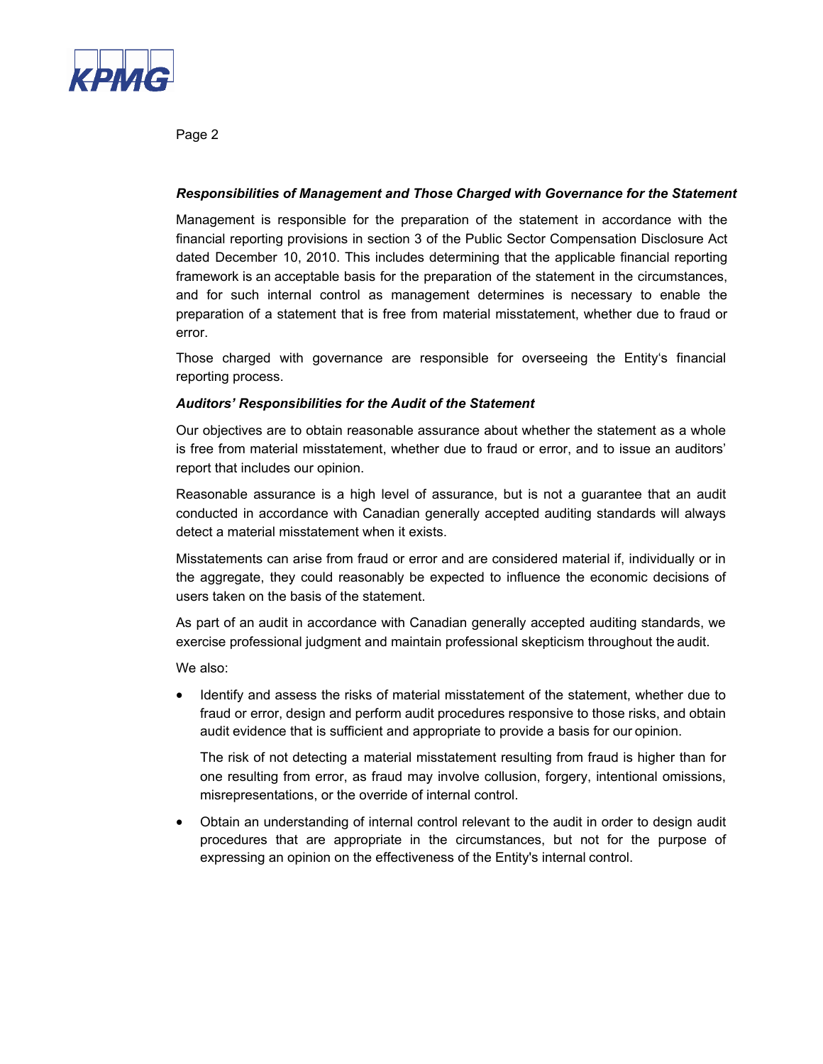***Responsibilities of Management and Those Charged with Governance for the Statement***

Management is responsible for the preparation of the statement in accordance with the financial reporting provisions in section 3 of the Public Sector Compensation Disclosure Act dated December 10, 2010. This includes determining that the applicable financial reporting framework is an acceptable basis for the preparation of the statement in the circumstances, and for such internal control as management determines is necessary to enable the preparation of a statement that is free from material misstatement, whether due to fraud or error.

Those charged with governance are responsible for overseeing the Entity's financial reporting process.

***Auditors' Responsibilities for the Audit of the Statement***

Our objectives are to obtain reasonable assurance about whether the statement as a whole is free from material misstatement, whether due to fraud or error, and to issue an auditors' report that includes our opinion.

Reasonable assurance is a high level of assurance, but is not a guarantee that an audit conducted in accordance with Canadian generally accepted auditing standards will always detect a material misstatement when it exists.

Misstatements can arise from fraud or error and are considered material if, individually or in the aggregate, they could reasonably be expected to influence the economic decisions of users taken on the basis of the statement.

As part of an audit in accordance with Canadian generally accepted auditing standards, we exercise professional judgment and maintain professional skepticism throughout the audit.

We also:

- Identify and assess the risks of material misstatement of the statement, whether due to fraud or error, design and perform audit procedures responsive to those risks, and obtain audit evidence that is sufficient and appropriate to provide a basis for our opinion.

  The risk of not detecting a material misstatement resulting from fraud is higher than for one resulting from error, as fraud may involve collusion, forgery, intentional omissions, misrepresentations, or the override of internal control.

- Obtain an understanding of internal control relevant to the audit in order to design audit procedures that are appropriate in the circumstances, but not for the purpose of expressing an opinion on the effectiveness of the Entity's internal control.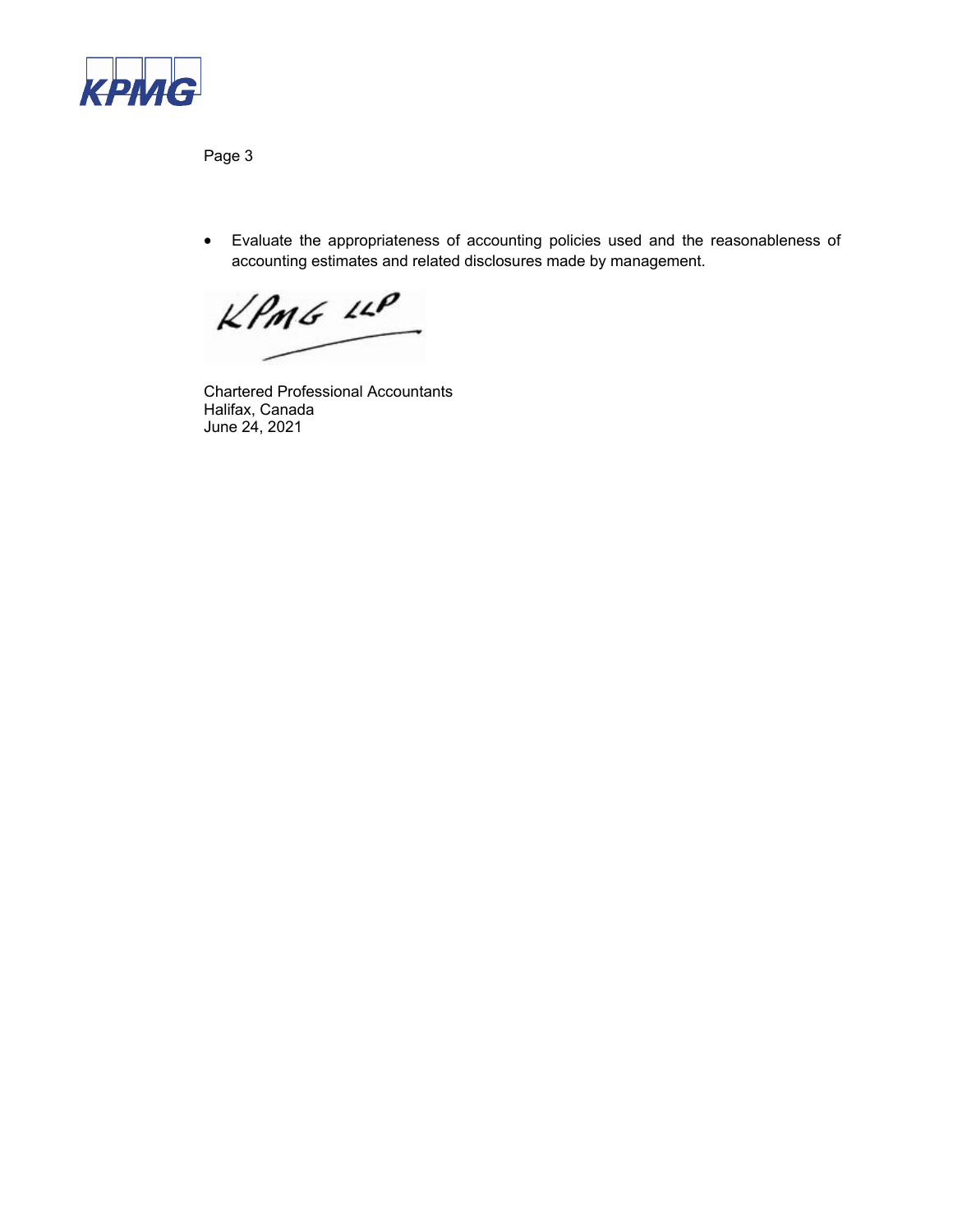- Evaluate the appropriateness of accounting policies used and the reasonableness of accounting estimates and related disclosures made by management.

KPMG LLP

Chartered Professional Accountants
Halifax, Canada
June 24, 2021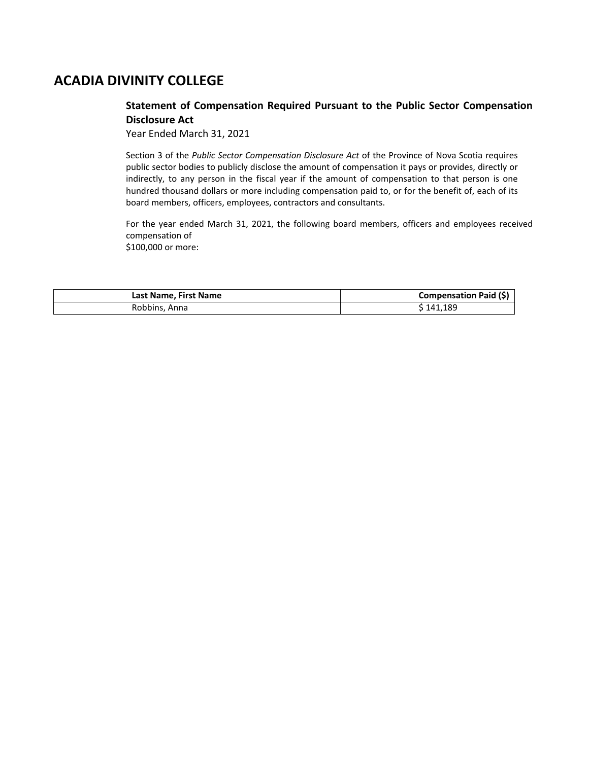# ACADIA DIVINITY COLLEGE

## Statement of Compensation Required Pursuant to the Public Sector Compensation Disclosure Act

Year Ended March 31, 2021

Section 3 of the *Public Sector Compensation Disclosure Act* of the Province of Nova Scotia requires public sector bodies to publicly disclose the amount of compensation it pays or provides, directly or indirectly, to any person in the fiscal year if the amount of compensation to that person is one hundred thousand dollars or more including compensation paid to, or for the benefit of, each of its board members, officers, employees, contractors and consultants.

For the year ended March 31, 2021, the following board members, officers and employees received compensation of
$100,000 or more:

| Last Name, First Name | Compensation Paid ($) |
|---|---|
| Robbins, Anna | $ 141,189 |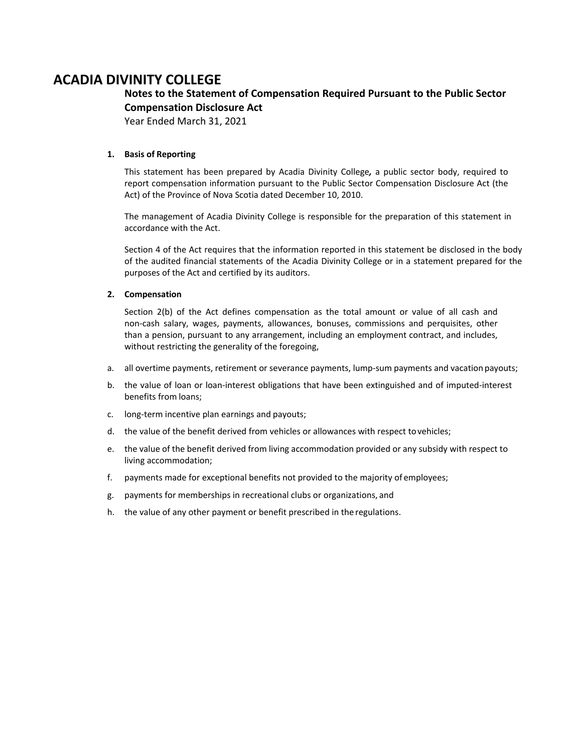# ACADIA DIVINITY COLLEGE

## Notes to the Statement of Compensation Required Pursuant to the Public Sector Compensation Disclosure Act

Year Ended March 31, 2021

**1. Basis of Reporting**

This statement has been prepared by Acadia Divinity College**,** a public sector body, required to report compensation information pursuant to the Public Sector Compensation Disclosure Act (the Act) of the Province of Nova Scotia dated December 10, 2010.

The management of Acadia Divinity College is responsible for the preparation of this statement in accordance with the Act.

Section 4 of the Act requires that the information reported in this statement be disclosed in the body of the audited financial statements of the Acadia Divinity College or in a statement prepared for the purposes of the Act and certified by its auditors.

**2. Compensation**

Section 2(b) of the Act defines compensation as the total amount or value of all cash and non-cash salary, wages, payments, allowances, bonuses, commissions and perquisites, other than a pension, pursuant to any arrangement, including an employment contract, and includes, without restricting the generality of the foregoing,

a. all overtime payments, retirement or severance payments, lump-sum payments and vacation payouts;

b. the value of loan or loan-interest obligations that have been extinguished and of imputed-interest benefits from loans;

c. long-term incentive plan earnings and payouts;

d. the value of the benefit derived from vehicles or allowances with respect to vehicles;

e. the value of the benefit derived from living accommodation provided or any subsidy with respect to living accommodation;

f. payments made for exceptional benefits not provided to the majority of employees;

g. payments for memberships in recreational clubs or organizations, and

h. the value of any other payment or benefit prescribed in the regulations.